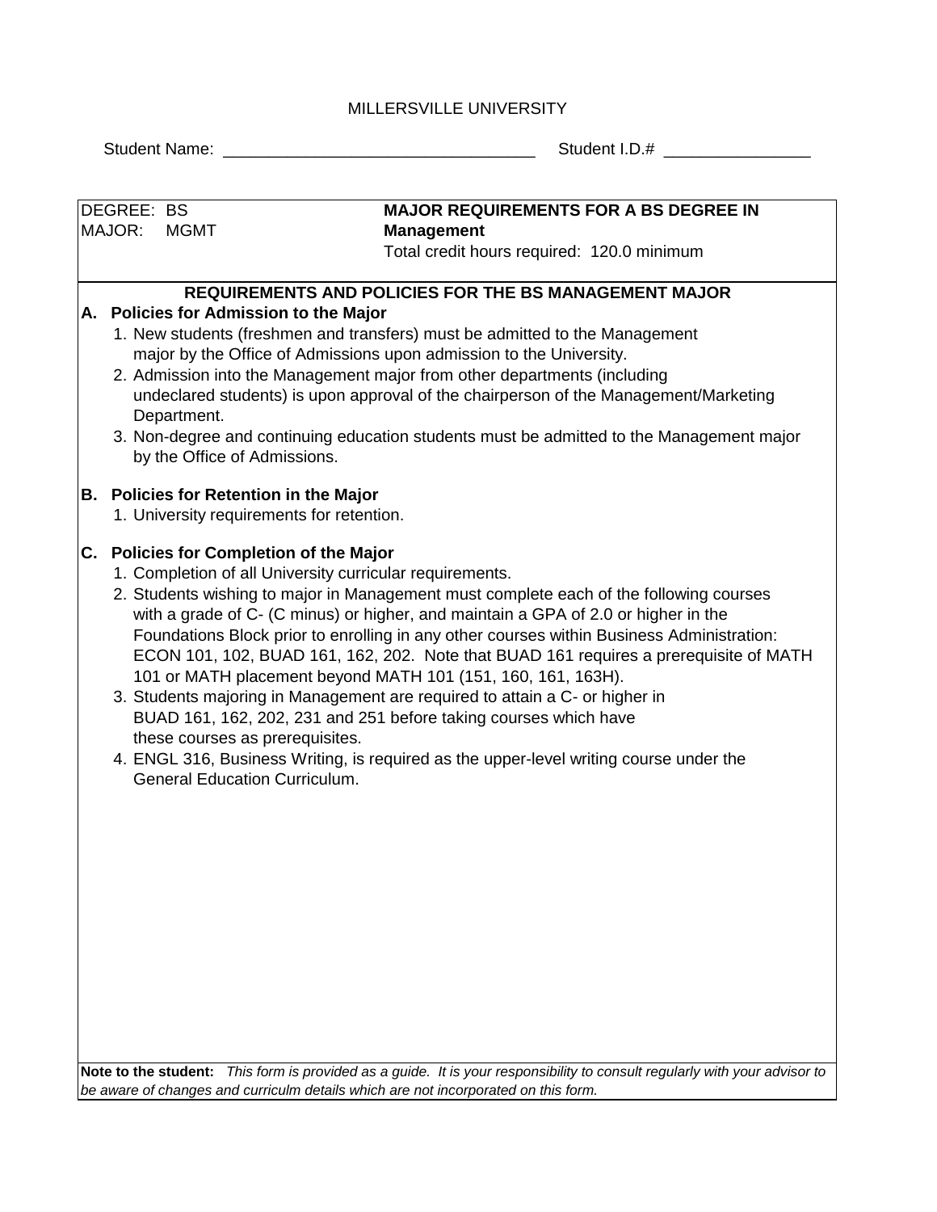MILLERSVILLE UNIVERSITY

Student Name: _________________________________ Student I.D.# ________________

DEGREE: BS
MAJOR: MGMT

**MAJOR REQUIREMENTS FOR A BS DEGREE IN Management**

Total credit hours required: 120.0 minimum

## REQUIREMENTS AND POLICIES FOR THE BS MANAGEMENT MAJOR

### A. Policies for Admission to the Major

1. New students (freshmen and transfers) must be admitted to the Management major by the Office of Admissions upon admission to the University.
2. Admission into the Management major from other departments (including undeclared students) is upon approval of the chairperson of the Management/Marketing Department.
3. Non-degree and continuing education students must be admitted to the Management major by the Office of Admissions.

### B. Policies for Retention in the Major

1. University requirements for retention.

### C. Policies for Completion of the Major

1. Completion of all University curricular requirements.
2. Students wishing to major in Management must complete each of the following courses with a grade of C- (C minus) or higher, and maintain a GPA of 2.0 or higher in the Foundations Block prior to enrolling in any other courses within Business Administration: ECON 101, 102, BUAD 161, 162, 202. Note that BUAD 161 requires a prerequisite of MATH 101 or MATH placement beyond MATH 101 (151, 160, 161, 163H).
3. Students majoring in Management are required to attain a C- or higher in BUAD 161, 162, 202, 231 and 251 before taking courses which have these courses as prerequisites.
4. ENGL 316, Business Writing, is required as the upper-level writing course under the General Education Curriculum.

**Note to the student:** *This form is provided as a guide. It is your responsibility to consult regularly with your advisor to be aware of changes and curriculm details which are not incorporated on this form.*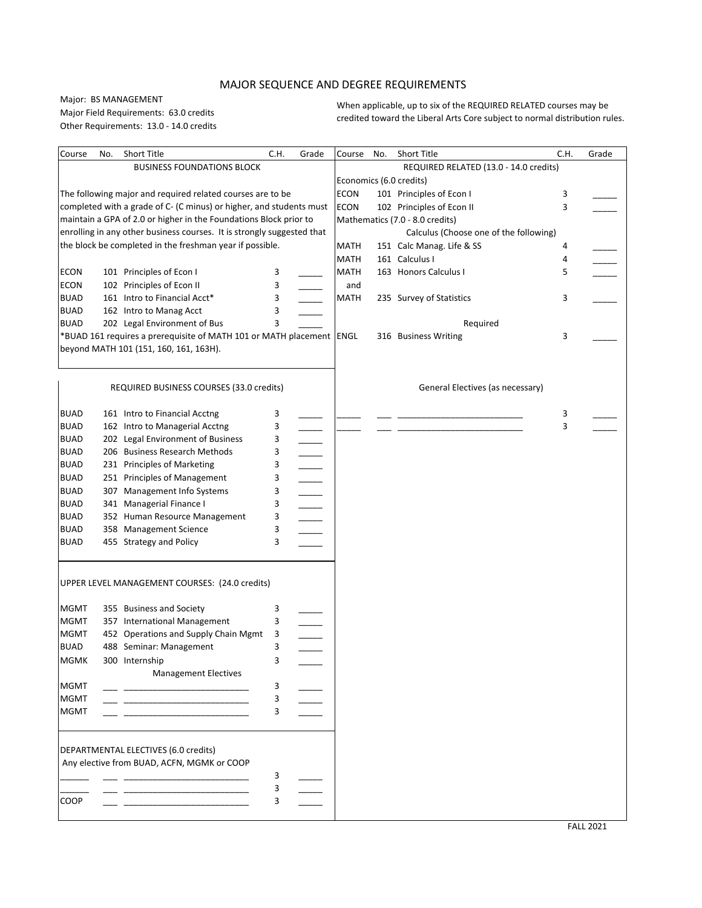# MAJOR SEQUENCE AND DEGREE REQUIREMENTS

Major: BS MANAGEMENT
Major Field Requirements: 63.0 credits
Other Requirements: 13.0 - 14.0 credits

When applicable, up to six of the REQUIRED RELATED courses may be credited toward the Liberal Arts Core subject to normal distribution rules.

## BUSINESS FOUNDATIONS BLOCK

The following major and required related courses are to be completed with a grade of C- (C minus) or higher, and students must maintain a GPA of 2.0 or higher in the Foundations Block prior to enrolling in any other business courses. It is strongly suggested that the block be completed in the freshman year if possible.

| Course | No. | Short Title | C.H. | Grade |
|---|---|---|---|---|
| ECON | 101 | Principles of Econ I | 3 | _____ |
| ECON | 102 | Principles of Econ II | 3 | _____ |
| BUAD | 161 | Intro to Financial Acct* | 3 | _____ |
| BUAD | 162 | Intro to Manag Acct | 3 | _____ |
| BUAD | 202 | Legal Environment of Bus | 3 | _____ |

*BUAD 161 requires a prerequisite of MATH 101 or MATH placement beyond MATH 101 (151, 160, 161, 163H).

## REQUIRED BUSINESS COURSES (33.0 credits)

| Course | No. | Short Title | C.H. | Grade |
|---|---|---|---|---|
| BUAD | 161 | Intro to Financial Acctng | 3 | _____ |
| BUAD | 162 | Intro to Managerial Acctng | 3 | _____ |
| BUAD | 202 | Legal Environment of Business | 3 | _____ |
| BUAD | 206 | Business Research Methods | 3 | _____ |
| BUAD | 231 | Principles of Marketing | 3 | _____ |
| BUAD | 251 | Principles of Management | 3 | _____ |
| BUAD | 307 | Management Info Systems | 3 | _____ |
| BUAD | 341 | Managerial Finance I | 3 | _____ |
| BUAD | 352 | Human Resource Management | 3 | _____ |
| BUAD | 358 | Management Science | 3 | _____ |
| BUAD | 455 | Strategy and Policy | 3 | _____ |

## UPPER LEVEL MANAGEMENT COURSES: (24.0 credits)

| Course | No. | Short Title | C.H. | Grade |
|---|---|---|---|---|
| MGMT | 355 | Business and Society | 3 | _____ |
| MGMT | 357 | International Management | 3 | _____ |
| MGMT | 452 | Operations and Supply Chain Mgmt | 3 | _____ |
| BUAD | 488 | Seminar: Management | 3 | _____ |
| MGMK | 300 | Internship | 3 | _____ |
| | | **Management Electives** | | |
| MGMT | ___ | ________________________ | 3 | _____ |
| MGMT | ___ | ________________________ | 3 | _____ |
| MGMT | ___ | ________________________ | 3 | _____ |

## DEPARTMENTAL ELECTIVES (6.0 credits)

Any elective from BUAD, ACFN, MGMK or COOP

| Course | No. | Short Title | C.H. | Grade |
|---|---|---|---|---|
| ______ | ___ | ________________________ | 3 | _____ |
| ______ | ___ | ________________________ | 3 | _____ |
| COOP | ___ | ________________________ | 3 | _____ |

## REQUIRED RELATED (13.0 - 14.0 credits)

| Course | No. | Short Title | C.H. | Grade |
|---|---|---|---|---|
| **Economics (6.0 credits)** | | | | |
| ECON | 101 | Principles of Econ I | 3 | _____ |
| ECON | 102 | Principles of Econ II | 3 | _____ |
| **Mathematics (7.0 - 8.0 credits)** | | | | |
| | | Calculus (Choose one of the following) | | |
| MATH | 151 | Calc Manag. Life & SS | 4 | _____ |
| MATH | 161 | Calculus I | 4 | _____ |
| MATH | 163 | Honors Calculus I | 5 | _____ |
| and | | | | |
| MATH | 235 | Survey of Statistics | 3 | _____ |
| | | **Required** | | |
| ENGL | 316 | Business Writing | 3 | _____ |

## General Electives (as necessary)

| Course | No. | Short Title | C.H. | Grade |
|---|---|---|---|---|
| _____ | ___ | ________________________ | 3 | _____ |
| _____ | ___ | ________________________ | 3 | _____ |

FALL 2021